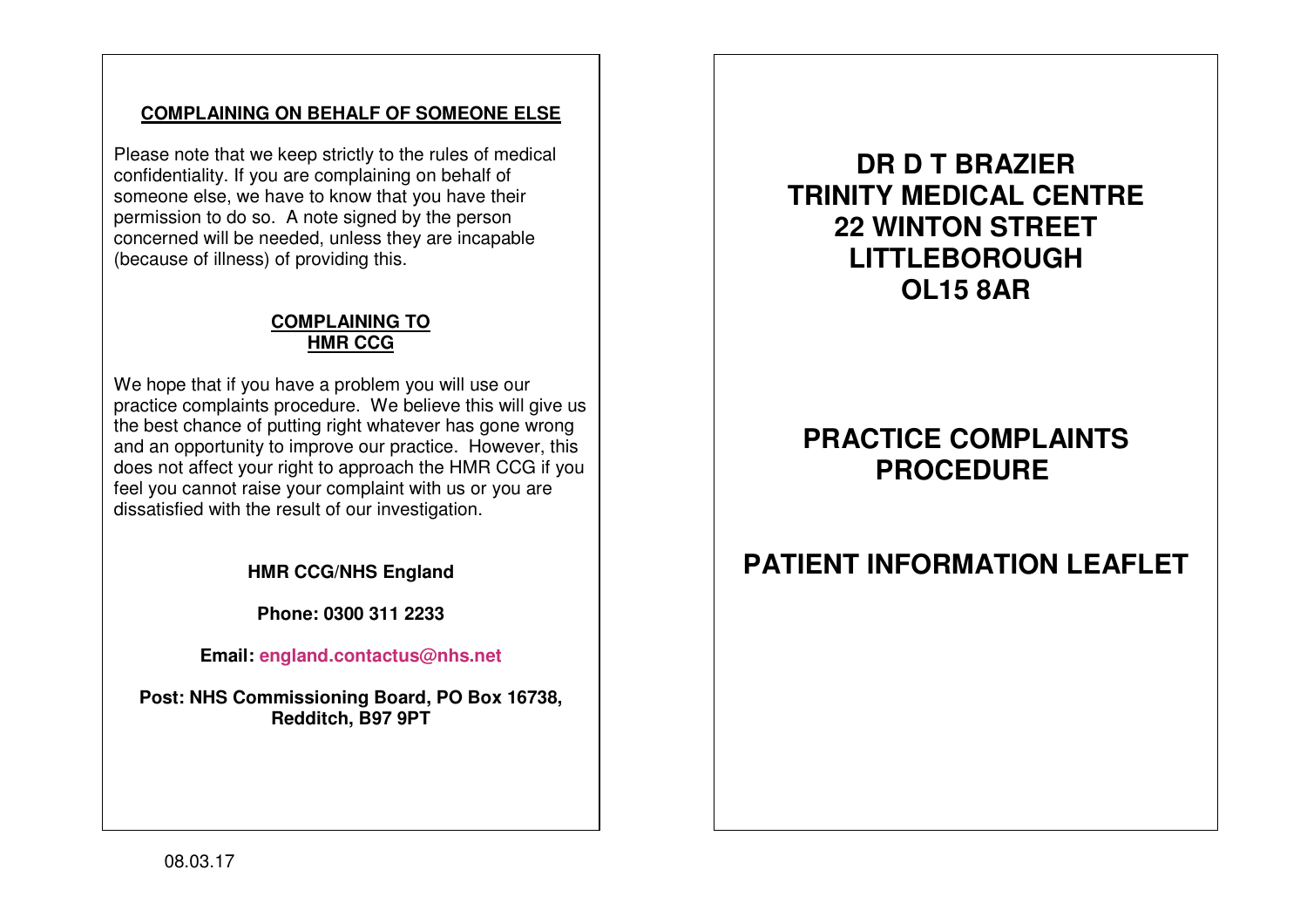## COMPLAINING ON BEHALF OF SOMEONE ELSE

Please note that we keep strictly to the rules of medical confidentiality. If you are complaining on behalf of someone else, we have to know that you have their permission to do so. A note signed by the person concerned will be needed, unless they are incapable (because of illness) of providing this.

## COMPLAINING TO HMR CCG

We hope that if you have a problem you will use our practice complaints procedure. We believe this will give us the best chance of putting right whatever has gone wrong and an opportunity to improve our practice. However, this does not affect your right to approach the HMR CCG if you feel you cannot raise your complaint with us or you are dissatisfied with the result of our investigation.

**HMR CCG/NHS England**

**Phone: 0300 311 2233**

**Email: england.contactus@nhs.net**

**Post: NHS Commissioning Board, PO Box 16738, Redditch, B97 9PT**

08.03.17

# DR D T BRAZIER
# TRINITY MEDICAL CENTRE
# 22 WINTON STREET
# LITTLEBOROUGH
# OL15 8AR

# PRACTICE COMPLAINTS PROCEDURE

# PATIENT INFORMATION LEAFLET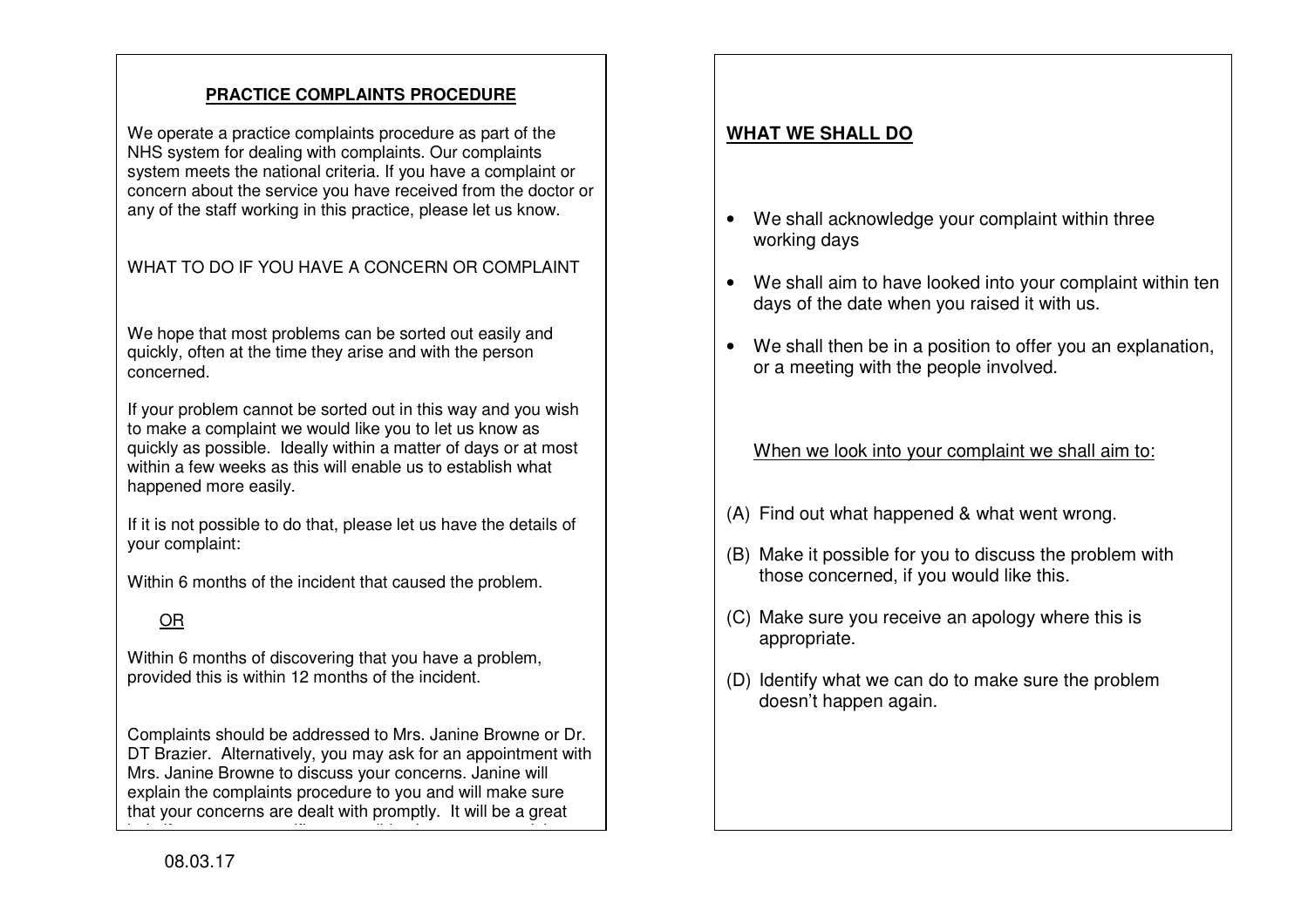## PRACTICE COMPLAINTS PROCEDURE

We operate a practice complaints procedure as part of the NHS system for dealing with complaints. Our complaints system meets the national criteria. If you have a complaint or concern about the service you have received from the doctor or any of the staff working in this practice, please let us know.

WHAT TO DO IF YOU HAVE A CONCERN OR COMPLAINT

We hope that most problems can be sorted out easily and quickly, often at the time they arise and with the person concerned.

If your problem cannot be sorted out in this way and you wish to make a complaint we would like you to let us know as quickly as possible. Ideally within a matter of days or at most within a few weeks as this will enable us to establish what happened more easily.

If it is not possible to do that, please let us have the details of your complaint:

Within 6 months of the incident that caused the problem.

OR

Within 6 months of discovering that you have a problem, provided this is within 12 months of the incident.

Complaints should be addressed to Mrs. Janine Browne or Dr. DT Brazier. Alternatively, you may ask for an appointment with Mrs. Janine Browne to discuss your concerns. Janine will explain the complaints procedure to you and will make sure that your concerns are dealt with promptly. It will be a great

## WHAT WE SHALL DO

- We shall acknowledge your complaint within three working days
- We shall aim to have looked into your complaint within ten days of the date when you raised it with us.
- We shall then be in a position to offer you an explanation, or a meeting with the people involved.

When we look into your complaint we shall aim to:

(A) Find out what happened & what went wrong.

(B) Make it possible for you to discuss the problem with those concerned, if you would like this.

(C) Make sure you receive an apology where this is appropriate.

(D) Identify what we can do to make sure the problem doesn't happen again.

08.03.17